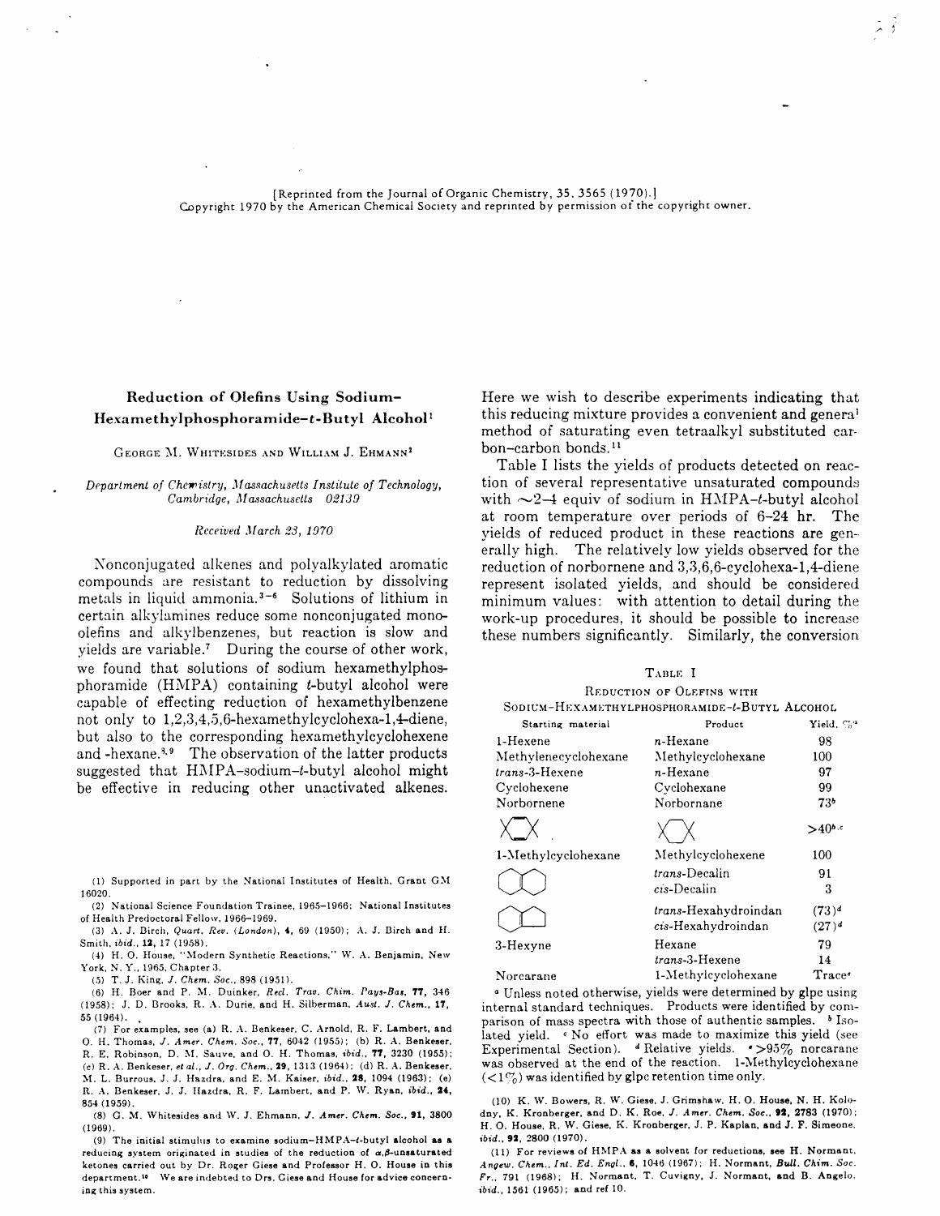[Reprinted from the Journal of Organic Chemistry, 35, 3565 (1970).]
Copyright 1970 by the American Chemical Society and reprinted by permission of the copyright owner.

## Reduction of Olefins Using Sodium–Hexamethylphosphoramide–*t*-Butyl Alcohol[1]

George M. Whitesides and William J. Ehmann[2]

*Department of Chemistry, Massachusetts Institute of Technology, Cambridge, Massachusetts 02139*

*Received March 23, 1970*

Nonconjugated alkenes and polyalkylated aromatic compounds are resistant to reduction by dissolving metals in liquid ammonia.[3-6] Solutions of lithium in certain alkylamines reduce some nonconjugated monoolefins and alkylbenzenes, but reaction is slow and yields are variable.[7] During the course of other work, we found that solutions of sodium hexamethylphosphoramide (HMPA) containing *t*-butyl alcohol were capable of effecting reduction of hexamethylbenzene not only to 1,2,3,4,5,6-hexamethylcyclohexa-1,4-diene, but also to the corresponding hexamethylcyclohexene and -hexane.[8,9] The observation of the latter products suggested that HMPA–sodium–*t*-butyl alcohol might be effective in reducing other unactivated alkenes. Here we wish to describe experiments indicating that this reducing mixture provides a convenient and general method of saturating even tetraalkyl substituted carbon–carbon bonds.[11]

Table I lists the yields of products detected on reaction of several representative unsaturated compounds with ~2–4 equiv of sodium in HMPA–*t*-butyl alcohol at room temperature over periods of 6–24 hr. The yields of reduced product in these reactions are generally high. The relatively low yields observed for the reduction of norbornene and 3,3,6,6-cyclohexa-1,4-diene represent isolated yields, and should be considered minimum values: with attention to detail during the work-up procedures, it should be possible to increase these numbers significantly. Similarly, the conversion

Table I

Reduction of Olefins with Sodium–Hexamethylphosphoramide–*t*-Butyl Alcohol

| Starting material | Product | Yield, %[a] |
|---|---|---|
| 1-Hexene | *n*-Hexane | 98 |
| Methylenecyclohexane | Methylcyclohexane | 100 |
| *trans*-3-Hexene | *n*-Hexane | 97 |
| Cyclohexene | Cyclohexane | 99 |
| Norbornene | Norbornane | 73[b] |
| (3,3,6,6-tetramethylcyclohexa-1,4-diene, structure) | (1,1,4,4-tetramethylcyclohexane, structure) | >40[b,c] |
| 1-Methylcyclohexane | Methylcyclohexene | 100 |
| (octalin, structure) | *trans*-Decalin | 91 |
| | *cis*-Decalin | 3 |
| (hexahydroindene, structure) | *trans*-Hexahydroindan | (73)[d] |
| | *cis*-Hexahydroindan | (27)[d] |
| 3-Hexyne | Hexane | 79 |
| | *trans*-3-Hexene | 14 |
| Norcarane | 1-Methylcyclohexane | Trace[e] |

[a] Unless noted otherwise, yields were determined by glpc using internal standard techniques. Products were identified by comparison of mass spectra with those of authentic samples. [b] Isolated yield. [c] No effort was made to maximize this yield (see Experimental Section). [d] Relative yields. [e] >95% norcarane was observed at the end of the reaction. 1-Methylcyclohexane (<1%) was identified by glpc retention time only.

(1) Supported in part by the National Institutes of Health, Grant GM 16020.

(2) National Science Foundation Trainee, 1965–1966; National Institutes of Health Predoctoral Fellow, 1966–1969.

(3) A. J. Birch, *Quart. Rev. (London)*, **4**, 69 (1950); A. J. Birch and H. Smith, *ibid.*, **12**, 17 (1958).

(4) H. O. House, "Modern Synthetic Reactions," W. A. Benjamin, New York, N. Y., 1965, Chapter 3.

(5) T. J. King, *J. Chem. Soc.*, 898 (1951).

(6) H. Boer and P. M. Duinker, *Recl. Trav. Chim. Pays-Bas*, **77**, 346 (1958); J. D. Brooks, R. A. Durie, and H. Silberman, *Aust. J. Chem.*, **17**, 55 (1964).

(7) For examples, see (a) R. A. Benkeser, C. Arnold, R. F. Lambert, and O. H. Thomas, *J. Amer. Chem. Soc.*, **77**, 6042 (1955); (b) R. A. Benkeser, R. E. Robinson, D. M. Sauve, and O. H. Thomas, *ibid.*, **77**, 3230 (1955); (c) R. A. Benkeser, *et al.*, *J. Org. Chem.*, **29**, 1313 (1964); (d) R. A. Benkeser, M. L. Burrous, J. J. Hazdra, and E. M. Kaiser, *ibid.*, **28**, 1094 (1963); (e) R. A. Benkeser, J. J. Hazdra, R. F. Lambert, and P. W. Ryan, *ibid.*, **24**, 854 (1959).

(8) G. M. Whitesides and W. J. Ehmann, *J. Amer. Chem. Soc.*, **91**, 3800 (1969).

(9) The initial stimulus to examine sodium–HMPA–*t*-butyl alcohol as a reducing system originated in studies of the reduction of α,β-unsaturated ketones carried out by Dr. Roger Giese and Professor H. O. House in this department.[10] We are indebted to Drs. Giese and House for advice concerning this system.

(10) K. W. Bowers, R. W. Giese, J. Grimshaw, H. O. House, N. H. Kolodny, K. Kronberger, and D. K. Roe, *J. Amer. Chem. Soc.*, **92**, 2783 (1970); H. O. House, R. W. Giese, K. Kronberger, J. P. Kaplan, and J. F. Simeone, *ibid.*, **92**, 2800 (1970).

(11) For reviews of HMPA as a solvent for reductions, see H. Normant, *Angew. Chem., Int. Ed. Engl.*, **6**, 1046 (1967); H. Normant, *Bull. Chim. Soc. Fr.*, 791 (1968); H. Normant, T. Cuvigny, J. Normant, and B. Angelo, *ibid.*, 1561 (1965); and ref 10.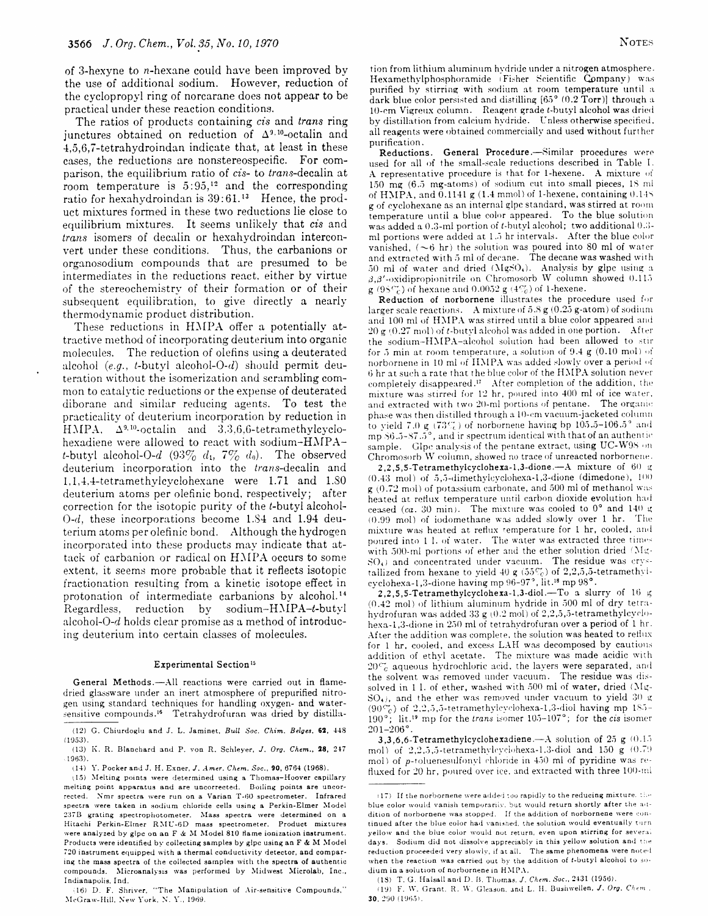of 3-hexyne to *n*-hexane could have been improved by the use of additional sodium. However, reduction of the cyclopropyl ring of norcarane does not appear to be practical under these reaction conditions.

The ratios of products containing *cis* and *trans* ring junctures obtained on reduction of $\Delta^{9,10}$-octalin and 4,5,6,7-tetrahydroindan indicate that, at least in these cases, the reductions are nonstereospecific. For comparison, the equilibrium ratio of *cis*- to *trans*-decalin at room temperature is 5:95,[12] and the corresponding ratio for hexahydroindan is 39:61.[13] Hence, the product mixtures formed in these two reductions lie close to equilibrium mixtures. It seems unlikely that *cis* and *trans* isomers of decalin or hexahydroindan interconvert under these conditions. Thus, the carbanions or organosodium compounds that are presumed to be intermediates in the reductions react, either by virtue of the stereochemistry of their formation or of their subsequent equilibration, to give directly a nearly thermodynamic product distribution.

These reductions in HMPA offer a potentially attractive method of incorporating deuterium into organic molecules. The reduction of olefins using a deuterated alcohol (*e.g.*, *t*-butyl alcohol-*O*-*d*) should permit deuteration without the isomerization and scrambling common to catalytic reductions or the expense of deuterated diborane and similar reducing agents. To test the practicality of deuterium incorporation by reduction in HMPA, $\Delta^{9,10}$-octalin and 3,3,6,6-tetramethylcyclohexadiene were allowed to react with sodium–HMPA–*t*-butyl alcohol-*O*-*d* (93% $d_1$, 7% $d_0$). The observed deuterium incorporation into the *trans*-decalin and 1,1,4,4-tetramethylcyclohexane were 1.71 and 1.80 deuterium atoms per olefinic bond, respectively; after correction for the isotopic purity of the *t*-butyl alcohol-*O*-*d*, these incorporations become 1.84 and 1.94 deuterium atoms per olefinic bond. Although the hydrogen incorporated into these products may indicate that attack of carbanion or radical on HMPA occurs to some extent, it seems more probable that it reflects isotopic fractionation resulting from a kinetic isotope effect in protonation of intermediate carbanions by alcohol.[14] Regardless, reduction by sodium–HMPA–*t*-butyl alcohol-*O*-*d* holds clear promise as a method of introducing deuterium into certain classes of molecules.

## Experimental Section[15]

**General Methods.**—All reactions were carried out in flame-dried glassware under an inert atmosphere of prepurified nitrogen using standard techniques for handling oxygen- and water-sensitive compounds.[16] Tetrahydrofuran was dried by distillation from lithium aluminum hydride under a nitrogen atmosphere. Hexamethylphosphoramide (Fisher Scientific Company) was purified by stirring with sodium at room temperature until a dark blue color persisted and distilling [65° (0.2 Torr)] through a 10-cm Vigreux column. Reagent grade *t*-butyl alcohol was dried by distillation from calcium hydride. Unless otherwise specified, all reagents were obtained commercially and used without further purification.

**Reductions. General Procedure.**—Similar procedures were used for all of the small-scale reductions described in Table I. A representative procedure is that for 1-hexene. A mixture of 150 mg (6.5 mg-atoms) of sodium cut into small pieces, 18 ml of HMPA, and 0.1141 g (1.4 mmol) of 1-hexene, containing 0.148 g of cyclohexane as an internal glpc standard, was stirred at room temperature until a blue color appeared. To the blue solution was added a 0.3-ml portion of *t*-butyl alcohol; two additional 0.3-ml portions were added at 1.5 hr intervals. After the blue color vanished, (~6 hr) the solution was poured into 80 ml of water and extracted with 5 ml of decane. The decane was washed with 50 ml of water and dried ($MgSO_4$). Analysis by glpc using a $\beta,\beta'$-oxidipropionitrile on Chromosorb W column showed 0.115 g (98%) of hexane and 0.0052 g (4%) of 1-hexene.

**Reduction of norbornene** illustrates the procedure used for larger scale reactions. A mixture of 5.8 g (0.25 g-atom) of sodium and 100 ml of HMPA was stirred until a blue color appeared and 20 g (0.27 mol) of *t*-butyl alcohol was added in one portion. After the sodium–HMPA–alcohol solution had been allowed to stir for 5 min at room temperature, a solution of 9.4 g (0.10 mol) of norbornene in 10 ml of HMPA was added slowly over a period of 6 hr at such a rate that the blue color of the HMPA solution never completely disappeared.[17] After completion of the addition, the mixture was stirred for 12 hr, poured into 400 ml of ice water, and extracted with two 20-ml portions of pentane. The organic phase was then distilled through a 10-cm vacuum-jacketed column to yield 7.0 g (73%) of norbornene having bp 105.5–106.5° and mp 86.5–87.5°, and ir spectrum identical with that of an authentic sample. Glpc analysis of the pentane extract, using UC-W98 on Chromosorb W column, showed no trace of unreacted norbornene.

**2,2,5,5-Tetramethylcyclohexa-1,3-dione.**—A mixture of 60 g (0.43 mol) of 5,5-dimethylcyclohexa-1,3-dione (dimedone), 100 g (0.72 mol) of potassium carbonate, and 500 ml of methanol was heated at reflux temperature until carbon dioxide evolution had ceased (*ca.* 30 min). The mixture was cooled to 0° and 140 g (0.99 mol) of iodomethane was added slowly over 1 hr. The mixture was heated at reflux temperature for 1 hr, cooled, and poured into 1 l. of water. The water was extracted three times with 500-ml portions of ether and the ether solution dried ($MgSO_4$) and concentrated under vacuum. The residue was crystallized from hexane to yield 40 g (55%) of 2,2,5,5-tetramethylcyclohexa-1,3-dione having mp 96–97°, lit.[18] mp 98°.

**2,2,5,5-Tetramethylcyclohexa-1,3-diol.**—To a slurry of 16 g (0.42 mol) of lithium aluminum hydride in 500 ml of dry tetrahydrofuran was added 33 g (0.2 mol) of 2,2,5,5-tetramethylcyclohexa-1,3-dione in 250 ml of tetrahydrofuran over a period of 1 hr. After the addition was complete, the solution was heated to reflux for 1 hr, cooled, and excess LAH was decomposed by cautious addition of ethyl acetate. The mixture was made acidic with 20% aqueous hydrochloric acid, the layers were separated, and the solvent was removed under vacuum. The residue was dissolved in 1 l. of ether, washed with 500 ml of water, dried ($MgSO_4$), and the ether was removed under vacuum to yield 30 g (90%) of 2,2,5,5-tetramethylcyclohexa-1,3-diol having mp 185–190°; lit.[19] mp for the *trans* isomer 105–107°; for the *cis* isomer 201–206°.

**3,3,6,6-Tetramethylcyclohexadiene.**—A solution of 25 g (0.15 mol) of 2,2,5,5-tetramethylcyclohexa-1,3-diol and 150 g (0.79 mol) of *p*-toluenesulfonyl chloride in 450 ml of pyridine was refluxed for 20 hr, poured over ice, and extracted with three 100-ml

(12) G. Chiurdoglu and J. L. Jaminet, *Bull Soc. Chim. Belges*, **62**, 448 (1953).

(13) K. R. Blanchard and P. von R. Schleyer, *J. Org. Chem.*, **28**, 247 (1963).

(14) Y. Pocker and J. H. Exner, *J. Amer. Chem. Soc.*, **90**, 6764 (1968).

(15) Melting points were determined using a Thomas–Hoover capillary melting point apparatus and are uncorrected. Boiling points are uncorrected. Nmr spectra were run on a Varian T-60 spectrometer. Infrared spectra were taken in sodium chloride cells using a Perkin-Elmer Model 237B grating spectrophotometer. Mass spectra were determined on a Hitachi Perkin-Elmer RMU-6D mass spectrometer. Product mixtures were analyzed by glpc on an F & M Model 810 flame ionization instrument. Products were identified by collecting samples by glpc using an F & M Model 720 instrument equipped with a thermal conductivity detector, and comparing the mass spectra of the collected samples with the spectra of authentic compounds. Microanalysis was performed by Midwest Microlab, Inc., Indianapolis, Ind.

(16) D. F. Shriver, "The Manipulation of Air-sensitive Compounds," McGraw-Hill, New York, N. Y., 1969.

(17) If the norbornene were added too rapidly to the reducing mixture, the blue color would vanish temporarily, but would return shortly after the addition of norbornene was stopped. If the addition of norbornene were continued after the blue color had vanished, the solution would eventually turn yellow and the blue color would not return, even upon stirring for several days. Sodium did not dissolve appreciably in this yellow solution and the reduction proceeded very slowly, if at all. The same phenomena were noted when the reaction was carried out by the addition of *t*-butyl alcohol to sodium in a solution of norbornene in HMPA.

(18) T. G. Halsall and D. B. Thomas, *J. Chem. Soc.*, 2431 (1956).

(19) F. W. Grant, R. W. Gleason, and L. H. Bushwellen, *J. Org. Chem.*, **30**, 290 (1965).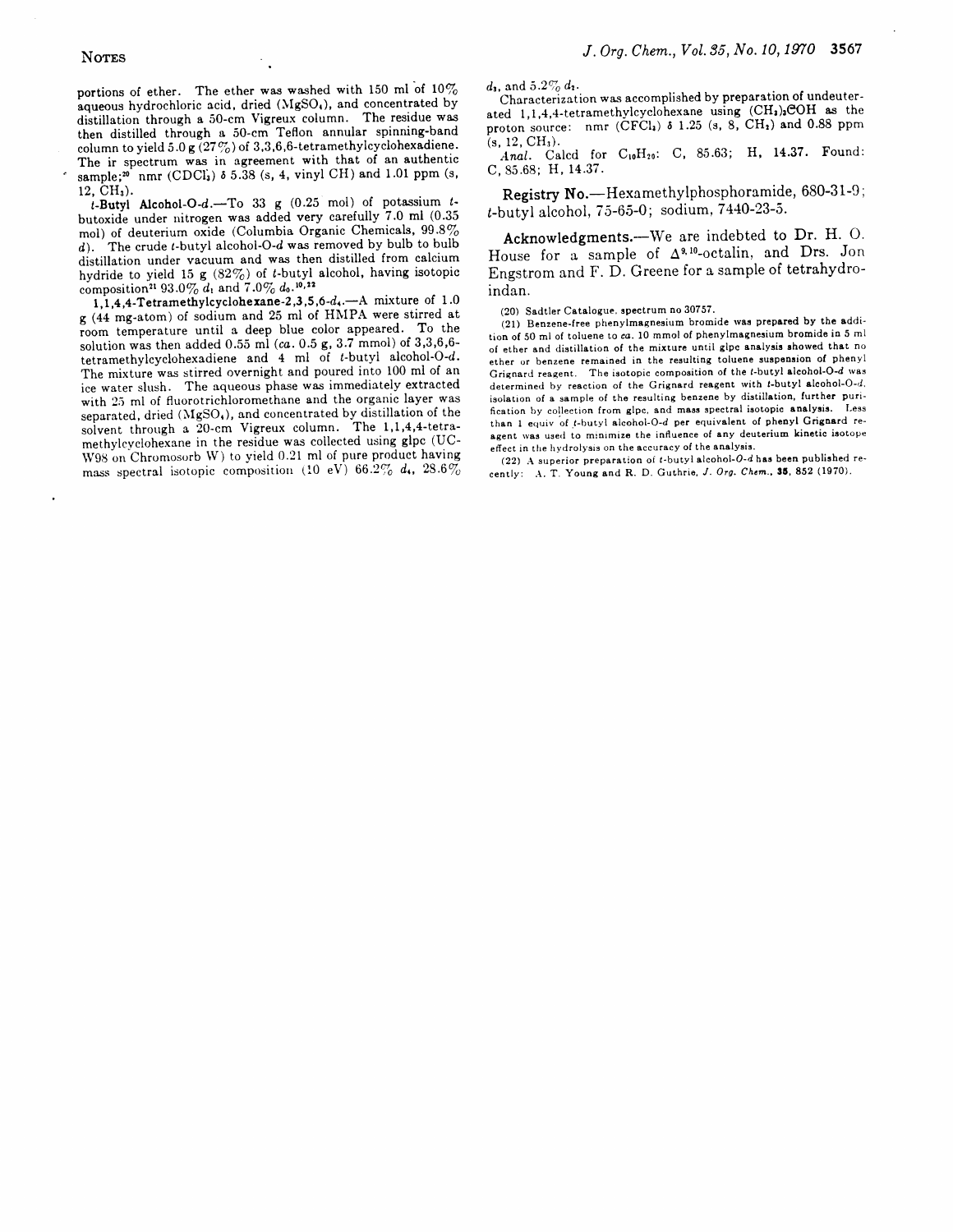portions of ether. The ether was washed with 150 ml of 10% aqueous hydrochloric acid, dried ($MgSO_4$), and concentrated by distillation through a 50-cm Vigreux column. The residue was then distilled through a 50-cm Teflon annular spinning-band column to yield 5.0 g (27%) of 3,3,6,6-tetramethylcyclohexadiene. The ir spectrum was in agreement with that of an authentic sample;[20] nmr ($CDCl_3$) δ 5.38 (s, 4, vinyl CH) and 1.01 ppm (s, 12, $CH_3$).

**t-Butyl Alcohol-O-d.**—To 33 g (0.25 mol) of potassium t-butoxide under nitrogen was added very carefully 7.0 ml (0.35 mol) of deuterium oxide (Columbia Organic Chemicals, 99.8% d). The crude t-butyl alcohol-O-d was removed by bulb to bulb distillation under vacuum and was then distilled from calcium hydride to yield 15 g (82%) of t-butyl alcohol, having isotopic composition[21] 93.0% $d_1$ and 7.0% $d_0$.[10,22]

**1,1,4,4-Tetramethylcyclohexane-2,3,5,6-$d_4$.**—A mixture of 1.0 g (44 mg-atom) of sodium and 25 ml of HMPA were stirred at room temperature until a deep blue color appeared. To the solution was then added 0.55 ml (ca. 0.5 g, 3.7 mmol) of 3,3,6,6-tetramethylcyclohexadiene and 4 ml of t-butyl alcohol-O-d. The mixture was stirred overnight and poured into 100 ml of an ice water slush. The aqueous phase was immediately extracted with 25 ml of fluorotrichloromethane and the organic layer was separated, dried ($MgSO_4$), and concentrated by distillation of the solvent through a 20-cm Vigreux column. The 1,1,4,4-tetramethylcyclohexane in the residue was collected using glpc (UC-W98 on Chromosorb W) to yield 0.21 ml of pure product having mass spectral isotopic composition (10 eV) 66.2% $d_4$, 28.6% $d_3$, and 5.2% $d_2$.

Characterization was accomplished by preparation of undeuterated 1,1,4,4-tetramethylcyclohexane using $(CH_3)_3COH$ as the proton source: nmr ($CFCl_3$) δ 1.25 (s, 8, $CH_2$) and 0.88 ppm (s, 12, $CH_3$).

*Anal.* Calcd for $C_{10}H_{20}$: C, 85.63; H, 14.37. Found: C, 85.68; H, 14.37.

**Registry No.**—Hexamethylphosphoramide, 680-31-9; t-butyl alcohol, 75-65-0; sodium, 7440-23-5.

**Acknowledgments.**—We are indebted to Dr. H. O. House for a sample of $\Delta^{9,10}$-octalin, and Drs. Jon Engstrom and F. D. Greene for a sample of tetrahydroindan.

(20) Sadtler Catalogue, spectrum no 30757.

(21) Benzene-free phenylmagnesium bromide was prepared by the addition of 50 ml of toluene to ca. 10 mmol of phenylmagnesium bromide in 5 ml of ether and distillation of the mixture until glpc analysis showed that no ether or benzene remained in the resulting toluene suspension of phenyl Grignard reagent. The isotopic composition of the t-butyl alcohol-O-d was determined by reaction of the Grignard reagent with t-butyl alcohol-O-d, isolation of a sample of the resulting benzene by distillation, further purification by collection from glpc, and mass spectral isotopic analysis. Less than 1 equiv of t-butyl alcohol-O-d per equivalent of phenyl Grignard reagent was used to minimize the influence of any deuterium kinetic isotope effect in the hydrolysis on the accuracy of the analysis.

(22) A superior preparation of t-butyl alcohol-O-d has been published recently: A. T. Young and R. D. Guthrie, *J. Org. Chem.*, **35**, 852 (1970).